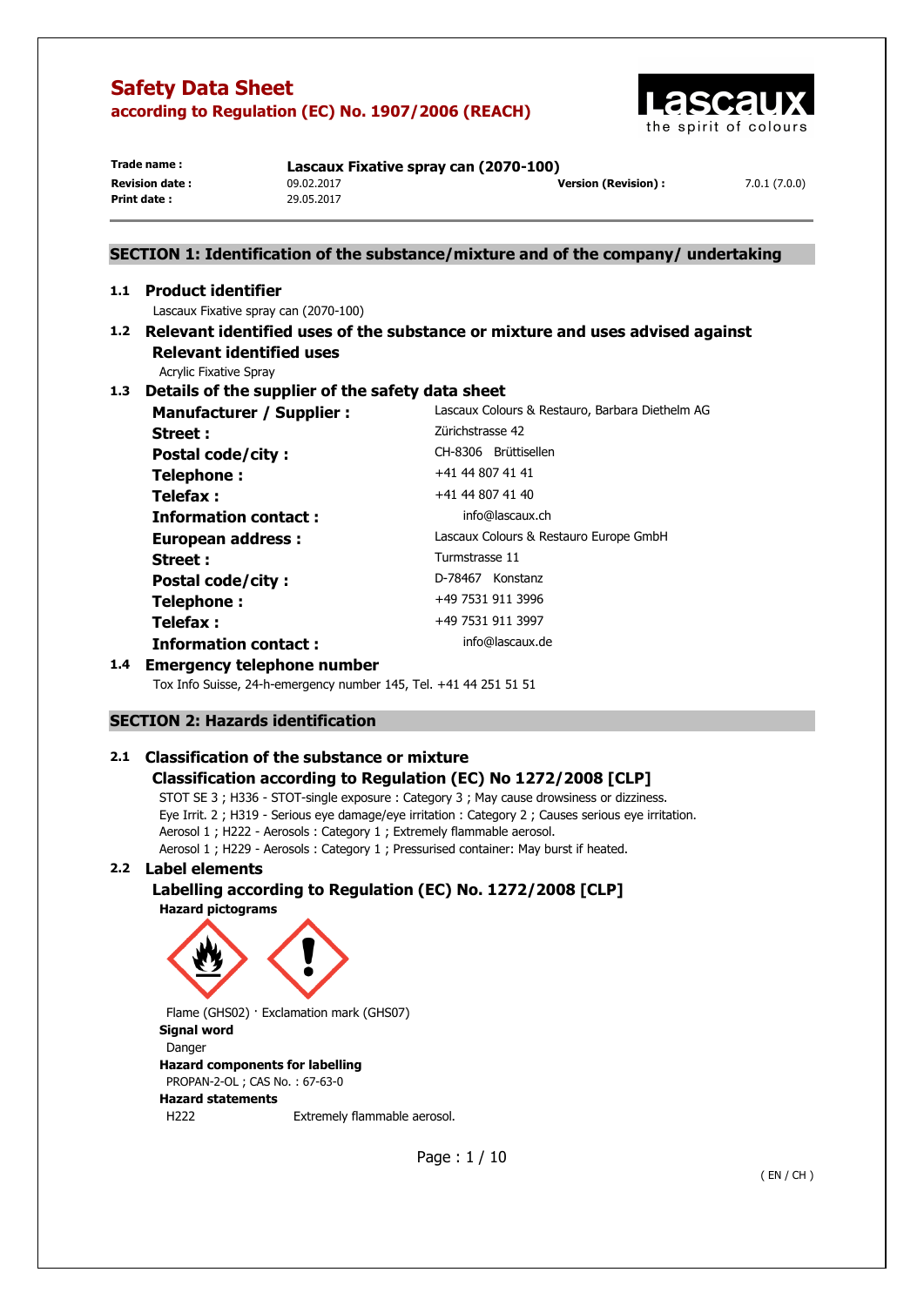# Safety Data Sheet
## according to Regulation (EC) No. 1907/2006 (REACH)

| | | | |
|---|---|---|---|
| **Trade name :** | **Lascaux Fixative spray can (2070-100)** | | |
| **Revision date :** | 09.02.2017 | **Version (Revision) :** | 7.0.1 (7.0.0) |
| **Print date :** | 29.05.2017 | | |

## SECTION 1: Identification of the substance/mixture and of the company/ undertaking

### 1.1 Product identifier

Lascaux Fixative spray can (2070-100)

### 1.2 Relevant identified uses of the substance or mixture and uses advised against

**Relevant identified uses**

Acrylic Fixative Spray

### 1.3 Details of the supplier of the safety data sheet

| | |
|---|---|
| **Manufacturer / Supplier :** | Lascaux Colours & Restauro, Barbara Diethelm AG |
| **Street :** | Zürichstrasse 42 |
| **Postal code/city :** | CH-8306 Brüttisellen |
| **Telephone :** | +41 44 807 41 41 |
| **Telefax :** | +41 44 807 41 40 |
| **Information contact :** | info@lascaux.ch |
| **European address :** | Lascaux Colours & Restauro Europe GmbH |
| **Street :** | Turmstrasse 11 |
| **Postal code/city :** | D-78467 Konstanz |
| **Telephone :** | +49 7531 911 3996 |
| **Telefax :** | +49 7531 911 3997 |
| **Information contact :** | info@lascaux.de |

### 1.4 Emergency telephone number

Tox Info Suisse, 24-h-emergency number 145, Tel. +41 44 251 51 51

## SECTION 2: Hazards identification

### 2.1 Classification of the substance or mixture

**Classification according to Regulation (EC) No 1272/2008 [CLP]**

STOT SE 3 ; H336 - STOT-single exposure : Category 3 ; May cause drowsiness or dizziness.
Eye Irrit. 2 ; H319 - Serious eye damage/eye irritation : Category 2 ; Causes serious eye irritation.
Aerosol 1 ; H222 - Aerosols : Category 1 ; Extremely flammable aerosol.
Aerosol 1 ; H229 - Aerosols : Category 1 ; Pressurised container: May burst if heated.

### 2.2 Label elements

**Labelling according to Regulation (EC) No. 1272/2008 [CLP]**

**Hazard pictograms**

Flame (GHS02) · Exclamation mark (GHS07)

**Signal word**

Danger

**Hazard components for labelling**

PROPAN-2-OL ; CAS No. : 67-63-0

**Hazard statements**

H222 Extremely flammable aerosol.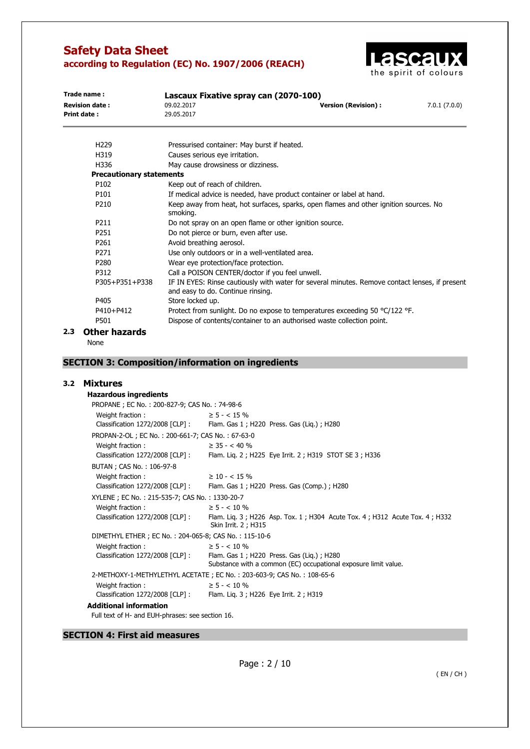| | |
|---|---|
| H229 | Pressurised container: May burst if heated. |
| H319 | Causes serious eye irritation. |
| H336 | May cause drowsiness or dizziness. |

**Precautionary statements**

| | |
|---|---|
| P102 | Keep out of reach of children. |
| P101 | If medical advice is needed, have product container or label at hand. |
| P210 | Keep away from heat, hot surfaces, sparks, open flames and other ignition sources. No smoking. |
| P211 | Do not spray on an open flame or other ignition source. |
| P251 | Do not pierce or burn, even after use. |
| P261 | Avoid breathing aerosol. |
| P271 | Use only outdoors or in a well-ventilated area. |
| P280 | Wear eye protection/face protection. |
| P312 | Call a POISON CENTER/doctor if you feel unwell. |
| P305+P351+P338 | IF IN EYES: Rinse cautiously with water for several minutes. Remove contact lenses, if present and easy to do. Continue rinsing. |
| P405 | Store locked up. |
| P410+P412 | Protect from sunlight. Do no expose to temperatures exceeding 50 °C/122 °F. |
| P501 | Dispose of contents/container to an authorised waste collection point. |

### 2.3 Other hazards

None

## SECTION 3: Composition/information on ingredients

### 3.2 Mixtures

**Hazardous ingredients**

PROPANE ; EC No. : 200-827-9; CAS No. : 74-98-6

| | |
|---|---|
| Weight fraction : | ≥ 5 - < 15 % |
| Classification 1272/2008 [CLP] : | Flam. Gas 1 ; H220 Press. Gas (Liq.) ; H280 |

PROPAN-2-OL ; EC No. : 200-661-7; CAS No. : 67-63-0

| | |
|---|---|
| Weight fraction : | ≥ 35 - < 40 % |
| Classification 1272/2008 [CLP] : | Flam. Liq. 2 ; H225 Eye Irrit. 2 ; H319 STOT SE 3 ; H336 |

BUTAN ; CAS No. : 106-97-8

| | |
|---|---|
| Weight fraction : | ≥ 10 - < 15 % |
| Classification 1272/2008 [CLP] : | Flam. Gas 1 ; H220 Press. Gas (Comp.) ; H280 |

XYLENE ; EC No. : 215-535-7; CAS No. : 1330-20-7

| | |
|---|---|
| Weight fraction : | ≥ 5 - < 10 % |
| Classification 1272/2008 [CLP] : | Flam. Liq. 3 ; H226 Asp. Tox. 1 ; H304 Acute Tox. 4 ; H312 Acute Tox. 4 ; H332 Skin Irrit. 2 ; H315 |

DIMETHYL ETHER ; EC No. : 204-065-8; CAS No. : 115-10-6

| | |
|---|---|
| Weight fraction : | ≥ 5 - < 10 % |
| Classification 1272/2008 [CLP] : | Flam. Gas 1 ; H220 Press. Gas (Liq.) ; H280<br>Substance with a common (EC) occupational exposure limit value. |

2-METHOXY-1-METHYLETHYL ACETATE ; EC No. : 203-603-9; CAS No. : 108-65-6

| | |
|---|---|
| Weight fraction : | ≥ 5 - < 10 % |
| Classification 1272/2008 [CLP] : | Flam. Liq. 3 ; H226 Eye Irrit. 2 ; H319 |

**Additional information**

Full text of H- and EUH-phrases: see section 16.

## SECTION 4: First aid measures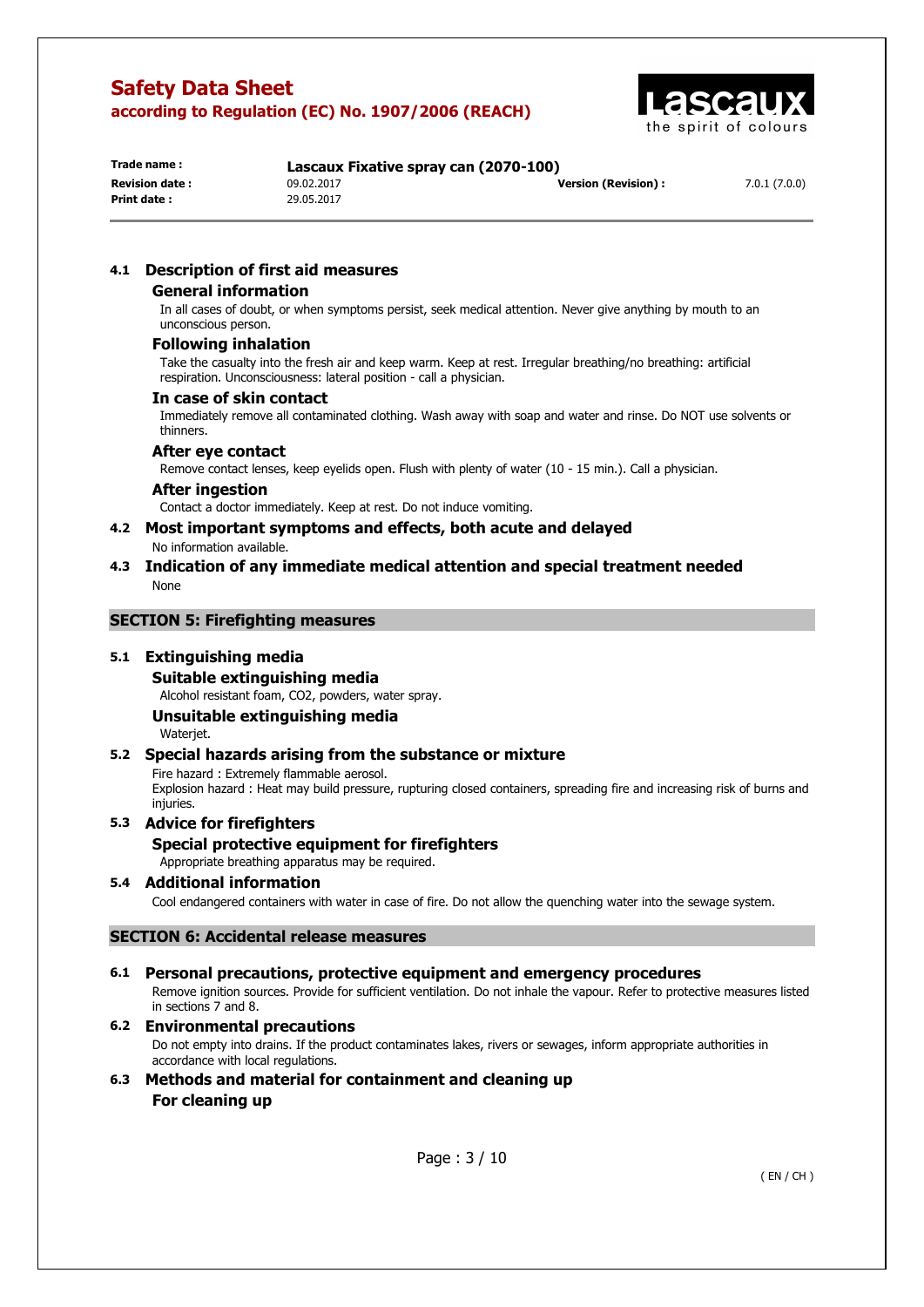## 4.1 Description of first aid measures

### General information

In all cases of doubt, or when symptoms persist, seek medical attention. Never give anything by mouth to an unconscious person.

### Following inhalation

Take the casualty into the fresh air and keep warm. Keep at rest. Irregular breathing/no breathing: artificial respiration. Unconsciousness: lateral position - call a physician.

### In case of skin contact

Immediately remove all contaminated clothing. Wash away with soap and water and rinse. Do NOT use solvents or thinners.

### After eye contact

Remove contact lenses, keep eyelids open. Flush with plenty of water (10 - 15 min.). Call a physician.

### After ingestion

Contact a doctor immediately. Keep at rest. Do not induce vomiting.

## 4.2 Most important symptoms and effects, both acute and delayed

No information available.

## 4.3 Indication of any immediate medical attention and special treatment needed

None

# SECTION 5: Firefighting measures

## 5.1 Extinguishing media

### Suitable extinguishing media

Alcohol resistant foam, $CO_2$, powders, water spray.

### Unsuitable extinguishing media

Waterjet.

## 5.2 Special hazards arising from the substance or mixture

Fire hazard : Extremely flammable aerosol.
Explosion hazard : Heat may build pressure, rupturing closed containers, spreading fire and increasing risk of burns and injuries.

## 5.3 Advice for firefighters

### Special protective equipment for firefighters

Appropriate breathing apparatus may be required.

## 5.4 Additional information

Cool endangered containers with water in case of fire. Do not allow the quenching water into the sewage system.

# SECTION 6: Accidental release measures

## 6.1 Personal precautions, protective equipment and emergency procedures

Remove ignition sources. Provide for sufficient ventilation. Do not inhale the vapour. Refer to protective measures listed in sections 7 and 8.

## 6.2 Environmental precautions

Do not empty into drains. If the product contaminates lakes, rivers or sewages, inform appropriate authorities in accordance with local regulations.

## 6.3 Methods and material for containment and cleaning up

### For cleaning up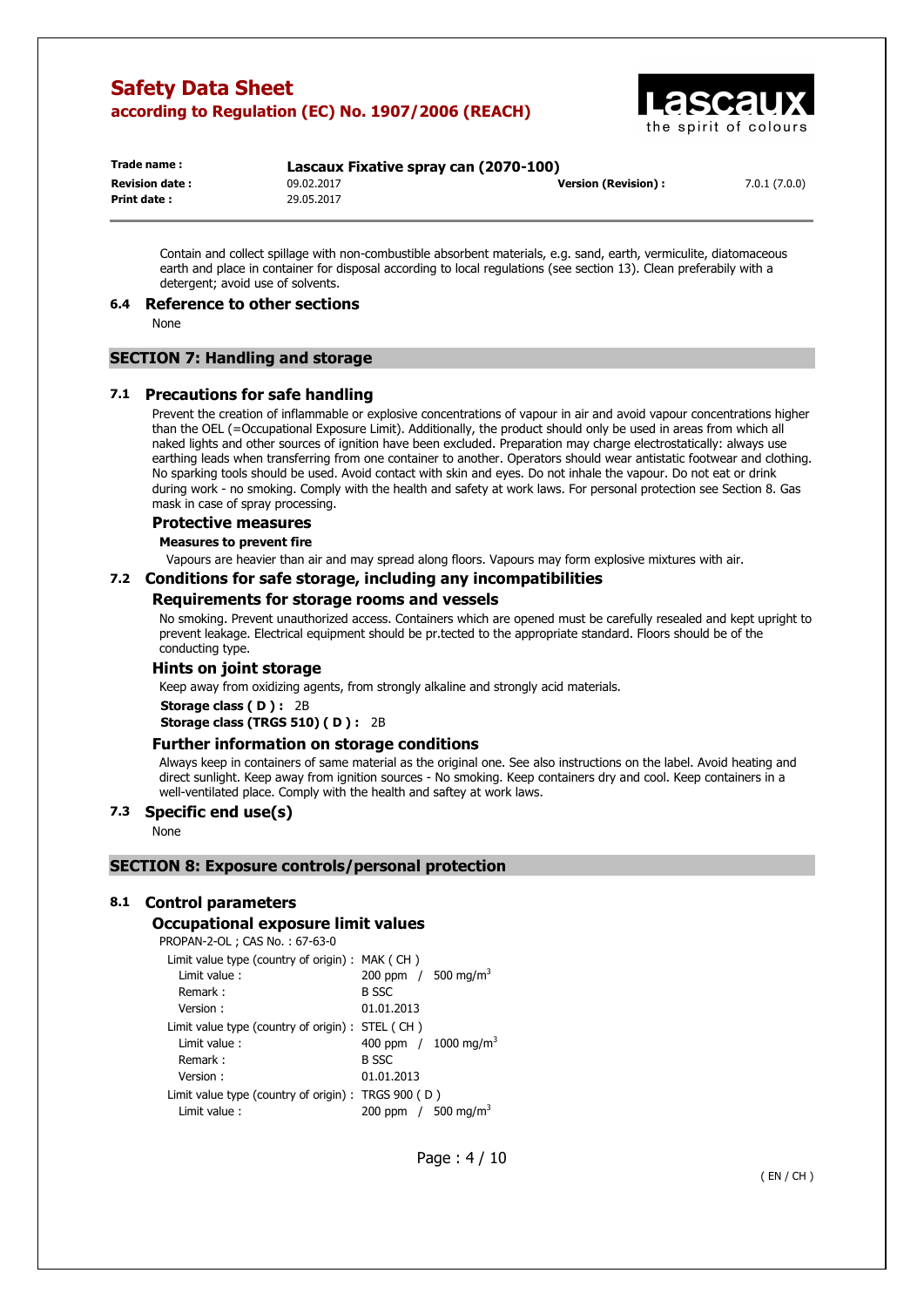Contain and collect spillage with non-combustible absorbent materials, e.g. sand, earth, vermiculite, diatomaceous earth and place in container for disposal according to local regulations (see section 13). Clean preferably with a detergent; avoid use of solvents.

### 6.4 Reference to other sections

None

## SECTION 7: Handling and storage

### 7.1 Precautions for safe handling

Prevent the creation of inflammable or explosive concentrations of vapour in air and avoid vapour concentrations higher than the OEL (=Occupational Exposure Limit). Additionally, the product should only be used in areas from which all naked lights and other sources of ignition have been excluded. Preparation may charge electrostatically: always use earthing leads when transferring from one container to another. Operators should wear antistatic footwear and clothing. No sparking tools should be used. Avoid contact with skin and eyes. Do not inhale the vapour. Do not eat or drink during work - no smoking. Comply with the health and safety at work laws. For personal protection see Section 8. Gas mask in case of spray processing.

#### Protective measures

**Measures to prevent fire**

Vapours are heavier than air and may spread along floors. Vapours may form explosive mixtures with air.

### 7.2 Conditions for safe storage, including any incompatibilities

#### Requirements for storage rooms and vessels

No smoking. Prevent unauthorized access. Containers which are opened must be carefully resealed and kept upright to prevent leakage. Electrical equipment should be pr.tected to the appropriate standard. Floors should be of the conducting type.

#### Hints on joint storage

Keep away from oxidizing agents, from strongly alkaline and strongly acid materials.

**Storage class ( D ) :** 2B

**Storage class (TRGS 510) ( D ) :** 2B

#### Further information on storage conditions

Always keep in containers of same material as the original one. See also instructions on the label. Avoid heating and direct sunlight. Keep away from ignition sources - No smoking. Keep containers dry and cool. Keep containers in a well-ventilated place. Comply with the health and saftey at work laws.

### 7.3 Specific end use(s)

None

## SECTION 8: Exposure controls/personal protection

### 8.1 Control parameters

#### Occupational exposure limit values

PROPAN-2-OL ; CAS No. : 67-63-0

| | |
|---|---|
| Limit value type (country of origin) : | MAK ( CH ) |
| Limit value : | 200 ppm / 500 mg/m$^3$ |
| Remark : | B SSC |
| Version : | 01.01.2013 |
| Limit value type (country of origin) : | STEL ( CH ) |
| Limit value : | 400 ppm / 1000 mg/m$^3$ |
| Remark : | B SSC |
| Version : | 01.01.2013 |
| Limit value type (country of origin) : | TRGS 900 ( D ) |
| Limit value : | 200 ppm / 500 mg/m$^3$ |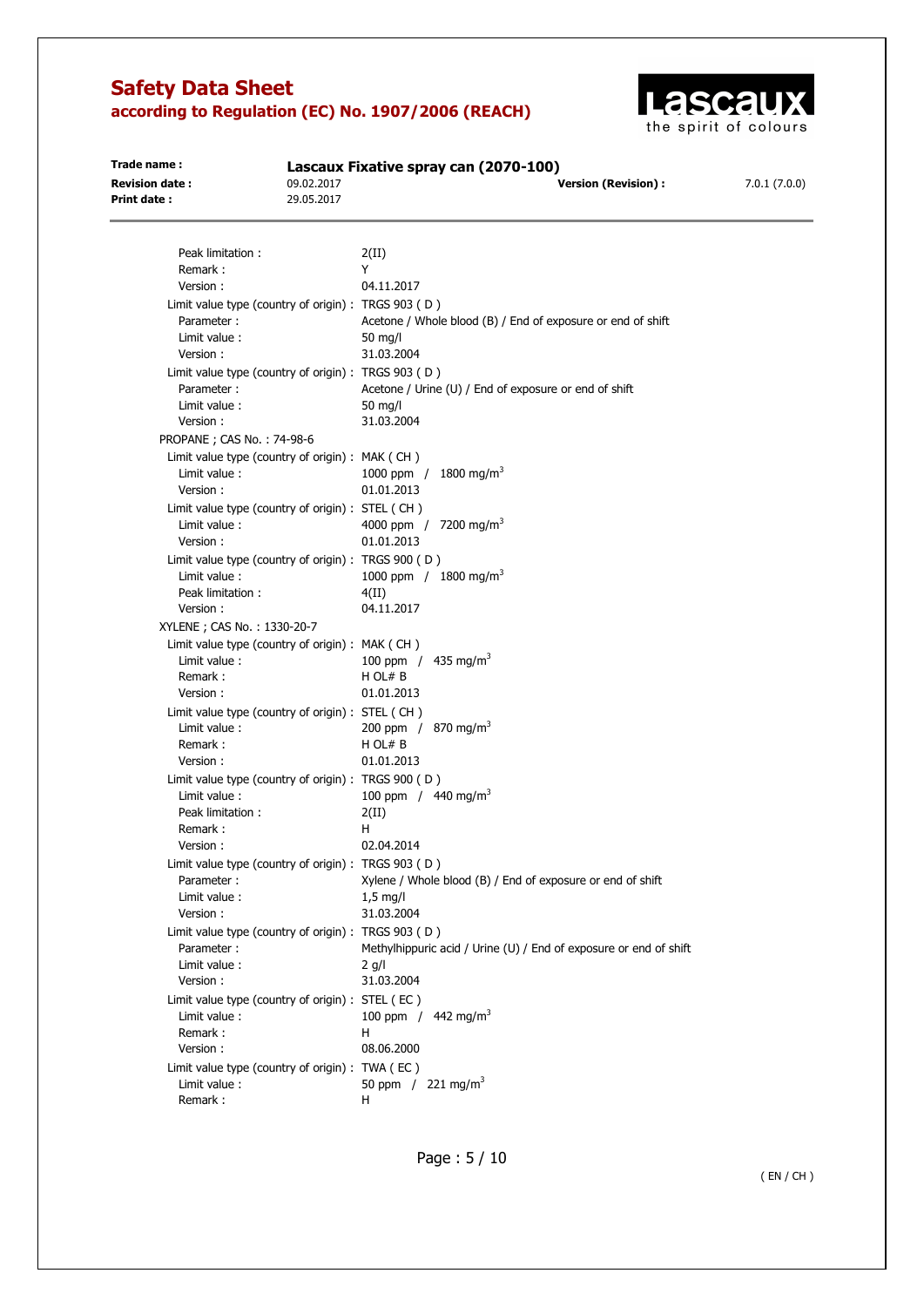Peak limitation : 2(II)
Remark : Y
Version : 04.11.2017

Limit value type (country of origin) : TRGS 903 ( D )
Parameter : Acetone / Whole blood (B) / End of exposure or end of shift
Limit value : 50 mg/l
Version : 31.03.2004

Limit value type (country of origin) : TRGS 903 ( D )
Parameter : Acetone / Urine (U) / End of exposure or end of shift
Limit value : 50 mg/l
Version : 31.03.2004

PROPANE ; CAS No. : 74-98-6

Limit value type (country of origin) : MAK ( CH )
Limit value : 1000 ppm / 1800 mg/m$^3$
Version : 01.01.2013

Limit value type (country of origin) : STEL ( CH )
Limit value : 4000 ppm / 7200 mg/m$^3$
Version : 01.01.2013

Limit value type (country of origin) : TRGS 900 ( D )
Limit value : 1000 ppm / 1800 mg/m$^3$
Peak limitation : 4(II)
Version : 04.11.2017

XYLENE ; CAS No. : 1330-20-7

Limit value type (country of origin) : MAK ( CH )
Limit value : 100 ppm / 435 mg/m$^3$
Remark : H OL# B
Version : 01.01.2013

Limit value type (country of origin) : STEL ( CH )
Limit value : 200 ppm / 870 mg/m$^3$
Remark : H OL# B
Version : 01.01.2013

Limit value type (country of origin) : TRGS 900 ( D )
Limit value : 100 ppm / 440 mg/m$^3$
Peak limitation : 2(II)
Remark : H
Version : 02.04.2014

Limit value type (country of origin) : TRGS 903 ( D )
Parameter : Xylene / Whole blood (B) / End of exposure or end of shift
Limit value : 1,5 mg/l
Version : 31.03.2004

Limit value type (country of origin) : TRGS 903 ( D )
Parameter : Methylhippuric acid / Urine (U) / End of exposure or end of shift
Limit value : 2 g/l
Version : 31.03.2004

Limit value type (country of origin) : STEL ( EC )
Limit value : 100 ppm / 442 mg/m$^3$
Remark : H
Version : 08.06.2000

Limit value type (country of origin) : TWA ( EC )
Limit value : 50 ppm / 221 mg/m$^3$
Remark : H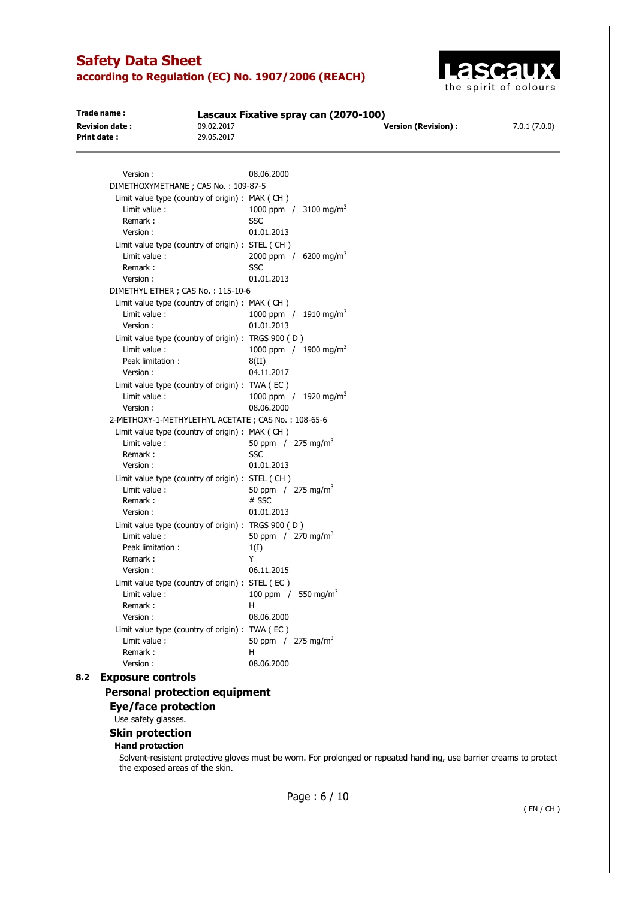Version : 08.06.2000

DIMETHOXYMETHANE ; CAS No. : 109-87-5

Limit value type (country of origin) : MAK ( CH )
- Limit value : 1000 ppm / 3100 mg/m$^3$
- Remark : SSC
- Version : 01.01.2013

Limit value type (country of origin) : STEL ( CH )
- Limit value : 2000 ppm / 6200 mg/m$^3$
- Remark : SSC
- Version : 01.01.2013

DIMETHYL ETHER ; CAS No. : 115-10-6

Limit value type (country of origin) : MAK ( CH )
- Limit value : 1000 ppm / 1910 mg/m$^3$
- Version : 01.01.2013

Limit value type (country of origin) : TRGS 900 ( D )
- Limit value : 1000 ppm / 1900 mg/m$^3$
- Peak limitation : 8(II)
- Version : 04.11.2017

Limit value type (country of origin) : TWA ( EC )
- Limit value : 1000 ppm / 1920 mg/m$^3$
- Version : 08.06.2000

2-METHOXY-1-METHYLETHYL ACETATE ; CAS No. : 108-65-6

Limit value type (country of origin) : MAK ( CH )
- Limit value : 50 ppm / 275 mg/m$^3$
- Remark : SSC
- Version : 01.01.2013

Limit value type (country of origin) : STEL ( CH )
- Limit value : 50 ppm / 275 mg/m$^3$
- Remark : # SSC
- Version : 01.01.2013

Limit value type (country of origin) : TRGS 900 ( D )
- Limit value : 50 ppm / 270 mg/m$^3$
- Peak limitation : 1(I)
- Remark : Y
- Version : 06.11.2015

Limit value type (country of origin) : STEL ( EC )
- Limit value : 100 ppm / 550 mg/m$^3$
- Remark : H
- Version : 08.06.2000

Limit value type (country of origin) : TWA ( EC )
- Limit value : 50 ppm / 275 mg/m$^3$
- Remark : H
- Version : 08.06.2000

## 8.2 Exposure controls

### Personal protection equipment

#### Eye/face protection

Use safety glasses.

#### Skin protection

**Hand protection**

Solvent-resistent protective gloves must be worn. For prolonged or repeated handling, use barrier creams to protect the exposed areas of the skin.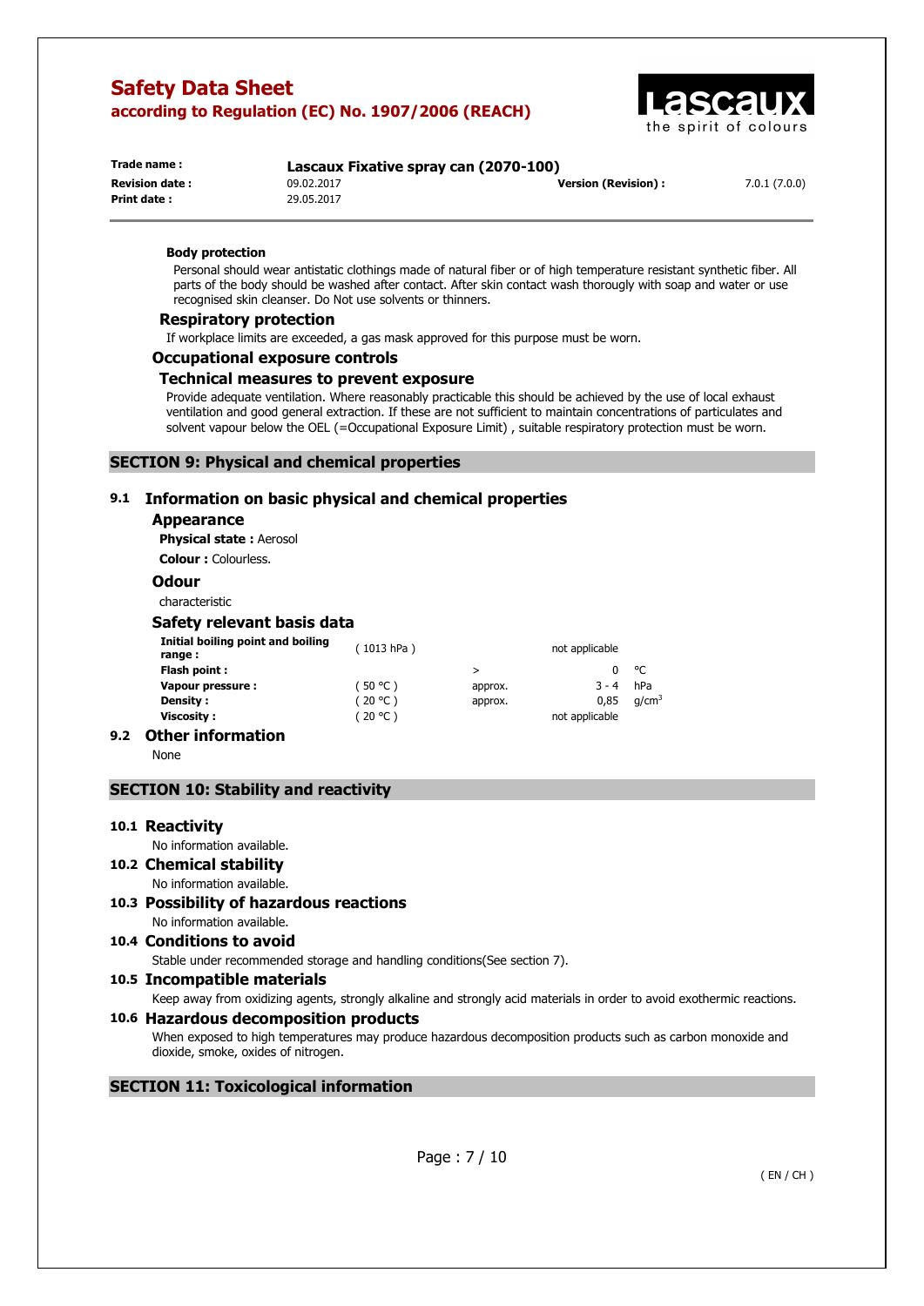#### Body protection

Personal should wear antistatic clothings made of natural fiber or of high temperature resistant synthetic fiber. All parts of the body should be washed after contact. After skin contact wash thoroughly with soap and water or use recognised skin cleanser. Do Not use solvents or thinners.

### Respiratory protection

If workplace limits are exceeded, a gas mask approved for this purpose must be worn.

### Occupational exposure controls

### Technical measures to prevent exposure

Provide adequate ventilation. Where reasonably practicable this should be achieved by the use of local exhaust ventilation and good general extraction. If these are not sufficient to maintain concentrations of particulates and solvent vapour below the OEL (=Occupational Exposure Limit) , suitable respiratory protection must be worn.

## SECTION 9: Physical and chemical properties

### 9.1 Information on basic physical and chemical properties

#### Appearance

**Physical state :** Aerosol

**Colour :** Colourless.

#### Odour

characteristic

#### Safety relevant basis data

| | | | | |
|---|---|---|---|---|
| **Initial boiling point and boiling range :** | ( 1013 hPa ) | | not applicable | |
| **Flash point :** | | > | 0 | °C |
| **Vapour pressure :** | ( 50 °C ) | approx. | 3 - 4 | hPa |
| **Density :** | ( 20 °C ) | approx. | 0,85 | g/cm$^3$ |
| **Viscosity :** | ( 20 °C ) | | not applicable | |

### 9.2 Other information

None

## SECTION 10: Stability and reactivity

### 10.1 Reactivity

No information available.

### 10.2 Chemical stability

No information available.

### 10.3 Possibility of hazardous reactions

No information available.

### 10.4 Conditions to avoid

Stable under recommended storage and handling conditions(See section 7).

### 10.5 Incompatible materials

Keep away from oxidizing agents, strongly alkaline and strongly acid materials in order to avoid exothermic reactions.

### 10.6 Hazardous decomposition products

When exposed to high temperatures may produce hazardous decomposition products such as carbon monoxide and dioxide, smoke, oxides of nitrogen.

## SECTION 11: Toxicological information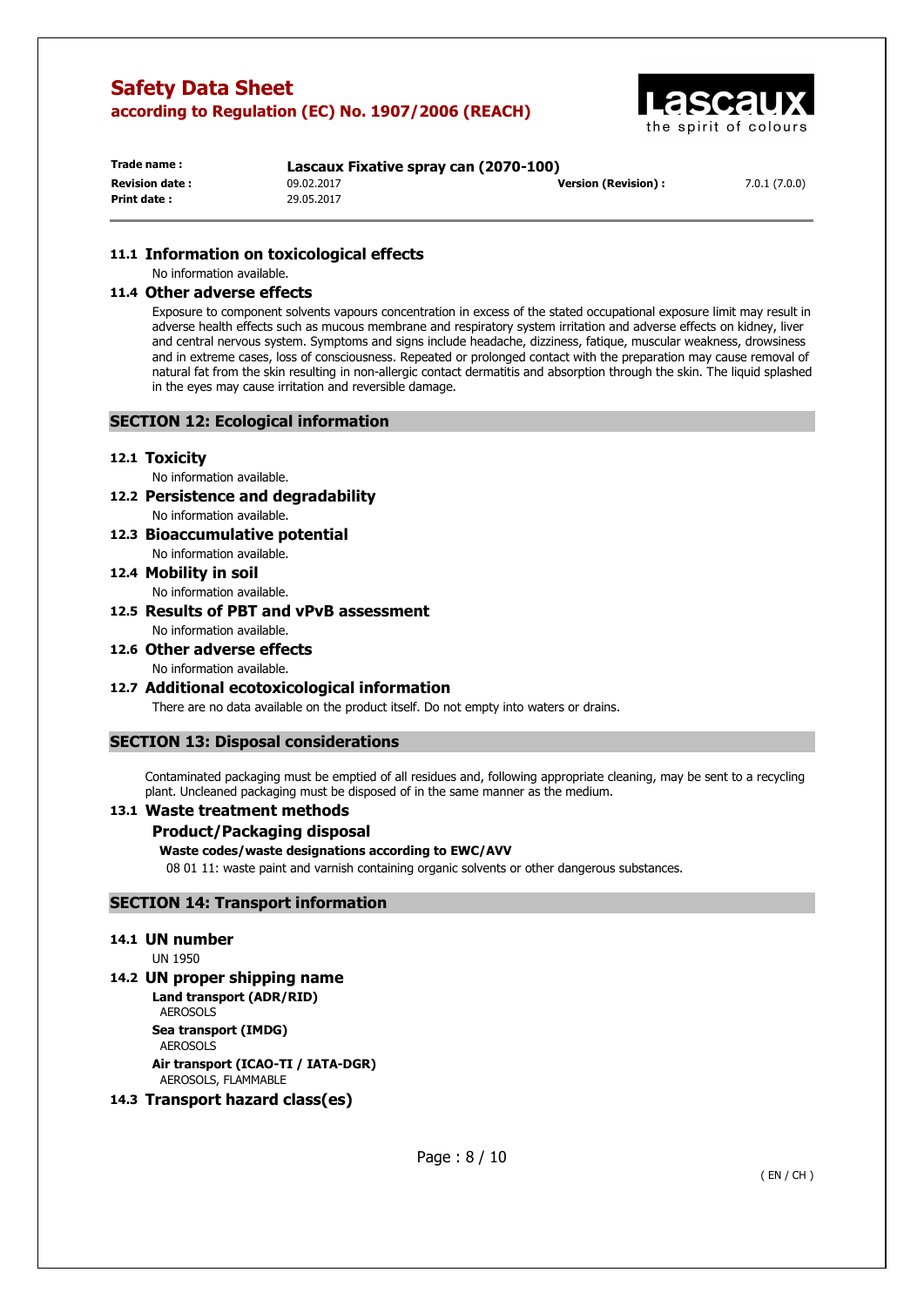### 11.1 Information on toxicological effects

No information available.

### 11.4 Other adverse effects

Exposure to component solvents vapours concentration in excess of the stated occupational exposure limit may result in adverse health effects such as mucous membrane and respiratory system irritation and adverse effects on kidney, liver and central nervous system. Symptoms and signs include headache, dizziness, fatique, muscular weakness, drowsiness and in extreme cases, loss of consciousness. Repeated or prolonged contact with the preparation may cause removal of natural fat from the skin resulting in non-allergic contact dermatitis and absorption through the skin. The liquid splashed in the eyes may cause irritation and reversible damage.

## SECTION 12: Ecological information

### 12.1 Toxicity

No information available.

### 12.2 Persistence and degradability

No information available.

### 12.3 Bioaccumulative potential

No information available.

### 12.4 Mobility in soil

No information available.

### 12.5 Results of PBT and vPvB assessment

No information available.

### 12.6 Other adverse effects

No information available.

### 12.7 Additional ecotoxicological information

There are no data available on the product itself. Do not empty into waters or drains.

## SECTION 13: Disposal considerations

Contaminated packaging must be emptied of all residues and, following appropriate cleaning, may be sent to a recycling plant. Uncleaned packaging must be disposed of in the same manner as the medium.

### 13.1 Waste treatment methods

#### Product/Packaging disposal

**Waste codes/waste designations according to EWC/AVV**

08 01 11: waste paint and varnish containing organic solvents or other dangerous substances.

## SECTION 14: Transport information

### 14.1 UN number

UN 1950

### 14.2 UN proper shipping name

**Land transport (ADR/RID)**

AEROSOLS

**Sea transport (IMDG)**

AEROSOLS

**Air transport (ICAO-TI / IATA-DGR)**

AEROSOLS, FLAMMABLE

### 14.3 Transport hazard class(es)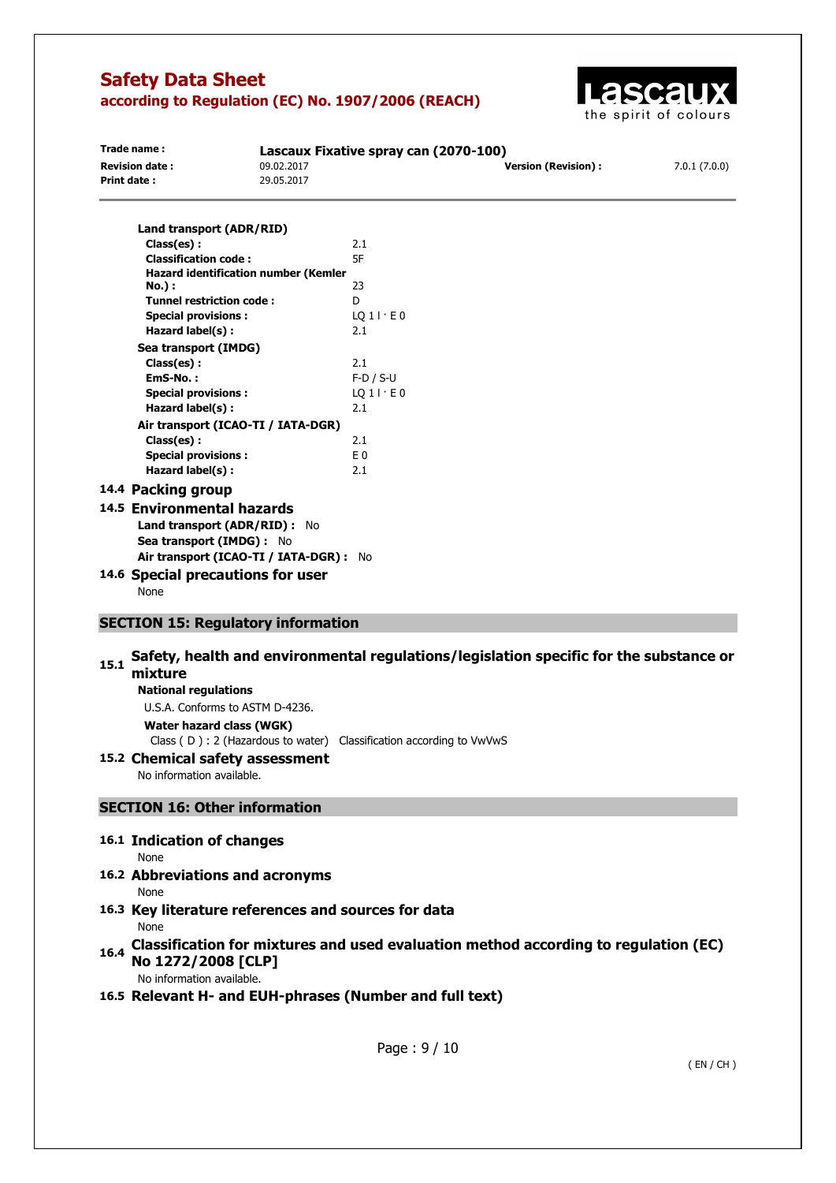**Land transport (ADR/RID)**

| | |
|---|---|
| **Class(es) :** | 2.1 |
| **Classification code :** | 5F |
| **Hazard identification number (Kemler No.) :** | 23 |
| **Tunnel restriction code :** | D |
| **Special provisions :** | LQ 1 l · E 0 |
| **Hazard label(s) :** | 2.1 |

**Sea transport (IMDG)**

| | |
|---|---|
| **Class(es) :** | 2.1 |
| **EmS-No. :** | F-D / S-U |
| **Special provisions :** | LQ 1 l · E 0 |
| **Hazard label(s) :** | 2.1 |

**Air transport (ICAO-TI / IATA-DGR)**

| | |
|---|---|
| **Class(es) :** | 2.1 |
| **Special provisions :** | E 0 |
| **Hazard label(s) :** | 2.1 |

### 14.4 Packing group

### 14.5 Environmental hazards

**Land transport (ADR/RID) :** No

**Sea transport (IMDG) :** No

**Air transport (ICAO-TI / IATA-DGR) :** No

### 14.6 Special precautions for user

None

## SECTION 15: Regulatory information

### 15.1 Safety, health and environmental regulations/legislation specific for the substance or mixture

**National regulations**

U.S.A. Conforms to ASTM D-4236.

**Water hazard class (WGK)**

Class ( D ) : 2 (Hazardous to water) Classification according to VwVwS

### 15.2 Chemical safety assessment

No information available.

## SECTION 16: Other information

### 16.1 Indication of changes

None

### 16.2 Abbreviations and acronyms

None

### 16.3 Key literature references and sources for data

None

### 16.4 Classification for mixtures and used evaluation method according to regulation (EC) No 1272/2008 [CLP]

No information available.

### 16.5 Relevant H- and EUH-phrases (Number and full text)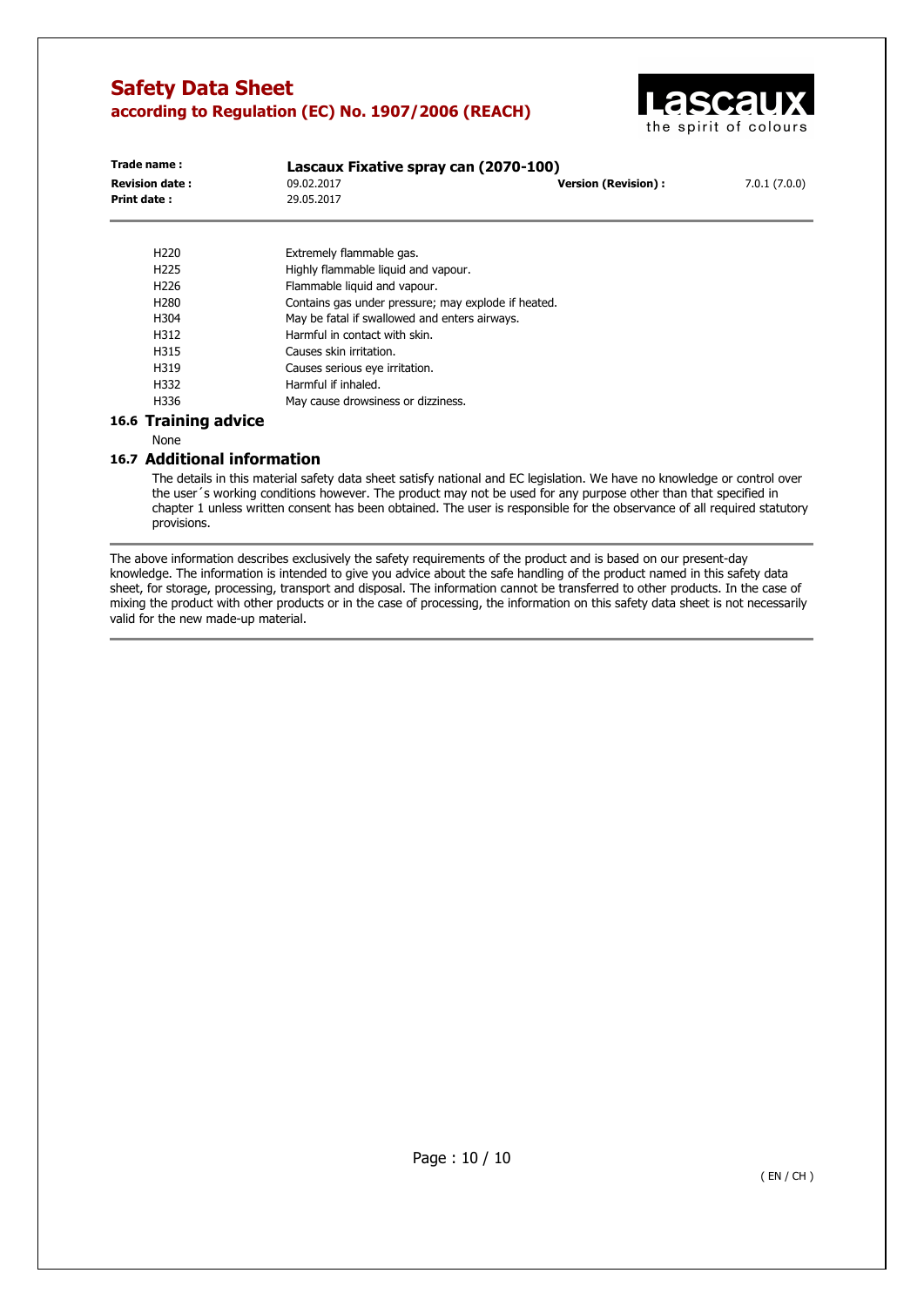| | |
|---|---|
| H220 | Extremely flammable gas. |
| H225 | Highly flammable liquid and vapour. |
| H226 | Flammable liquid and vapour. |
| H280 | Contains gas under pressure; may explode if heated. |
| H304 | May be fatal if swallowed and enters airways. |
| H312 | Harmful in contact with skin. |
| H315 | Causes skin irritation. |
| H319 | Causes serious eye irritation. |
| H332 | Harmful if inhaled. |
| H336 | May cause drowsiness or dizziness. |

## 16.6 Training advice

None

## 16.7 Additional information

The details in this material safety data sheet satisfy national and EC legislation. We have no knowledge or control over the user´s working conditions however. The product may not be used for any purpose other than that specified in chapter 1 unless written consent has been obtained. The user is responsible for the observance of all required statutory provisions.

The above information describes exclusively the safety requirements of the product and is based on our present-day knowledge. The information is intended to give you advice about the safe handling of the product named in this safety data sheet, for storage, processing, transport and disposal. The information cannot be transferred to other products. In the case of mixing the product with other products or in the case of processing, the information on this safety data sheet is not necessarily valid for the new made-up material.